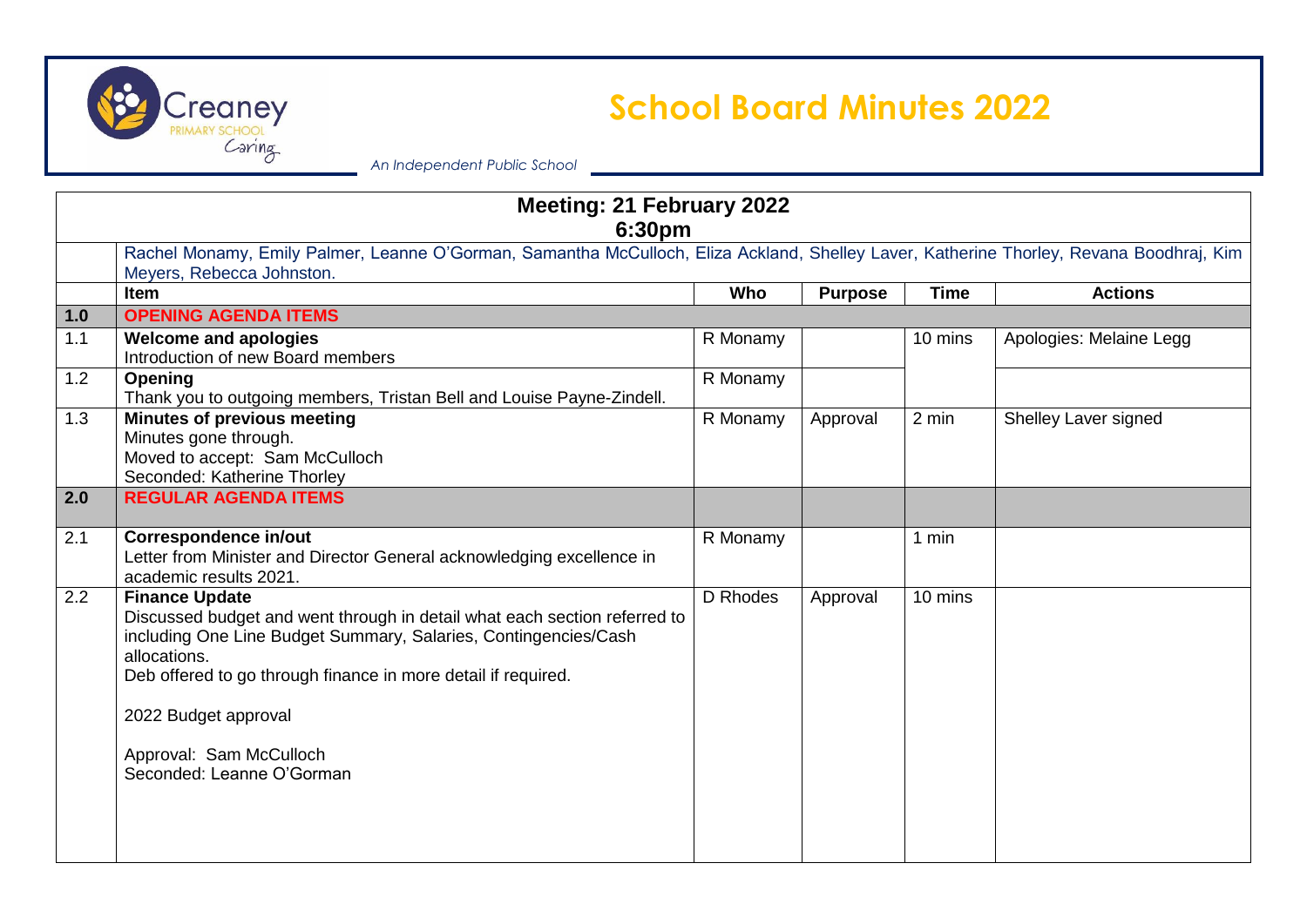# School Board Minutes 2022

Creaney Primary School — Caring

*An Independent Public School*

| | Meeting: 21 February 2022<br>6:30pm | | | | |
|---|---|---|---|---|---|
| | Rachel Monamy, Emily Palmer, Leanne O'Gorman, Samantha McCulloch, Eliza Ackland, Shelley Laver, Katherine Thorley, Revana Boodhraj, Kim Meyers, Rebecca Johnston. | | | | |
| | **Item** | **Who** | **Purpose** | **Time** | **Actions** |
| **1.0** | **OPENING AGENDA ITEMS** | | | | |
| 1.1 | **Welcome and apologies**<br>Introduction of new Board members | R Monamy | | 10 mins | Apologies: Melaine Legg |
| 1.2 | **Opening**<br>Thank you to outgoing members, Tristan Bell and Louise Payne-Zindell. | R Monamy | | | |
| 1.3 | **Minutes of previous meeting**<br>Minutes gone through.<br>Moved to accept: Sam McCulloch<br>Seconded: Katherine Thorley | R Monamy | Approval | 2 min | Shelley Laver signed |
| **2.0** | **REGULAR AGENDA ITEMS** | | | | |
| 2.1 | **Correspondence in/out**<br>Letter from Minister and Director General acknowledging excellence in academic results 2021. | R Monamy | | 1 min | |
| 2.2 | **Finance Update**<br>Discussed budget and went through in detail what each section referred to including One Line Budget Summary, Salaries, Contingencies/Cash allocations.<br>Deb offered to go through finance in more detail if required.<br><br>2022 Budget approval<br><br>Approval: Sam McCulloch<br>Seconded: Leanne O'Gorman | D Rhodes | Approval | 10 mins | |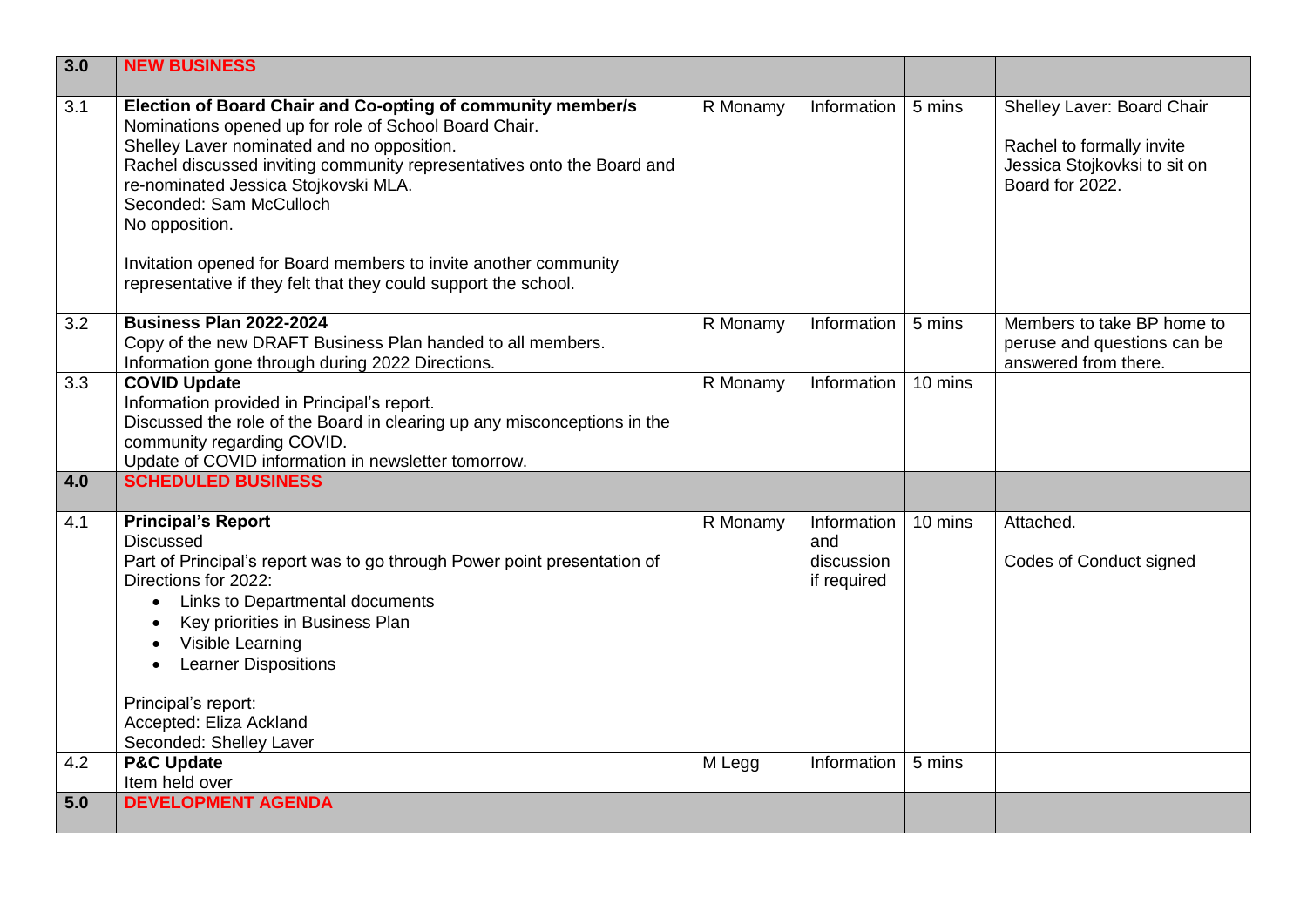| 3.0 | **NEW BUSINESS** | | | | |
|---|---|---|---|---|---|
| 3.1 | **Election of Board Chair and Co-opting of community member/s**<br>Nominations opened up for role of School Board Chair.<br>Shelley Laver nominated and no opposition.<br>Rachel discussed inviting community representatives onto the Board and re-nominated Jessica Stojkovski MLA.<br>Seconded: Sam McCulloch<br>No opposition.<br><br>Invitation opened for Board members to invite another community representative if they felt that they could support the school. | R Monamy | Information | 5 mins | Shelley Laver: Board Chair<br><br>Rachel to formally invite Jessica Stojkovksi to sit on Board for 2022. |
| 3.2 | **Business Plan 2022-2024**<br>Copy of the new DRAFT Business Plan handed to all members.<br>Information gone through during 2022 Directions. | R Monamy | Information | 5 mins | Members to take BP home to peruse and questions can be answered from there. |
| 3.3 | **COVID Update**<br>Information provided in Principal's report.<br>Discussed the role of the Board in clearing up any misconceptions in the community regarding COVID.<br>Update of COVID information in newsletter tomorrow. | R Monamy | Information | 10 mins | |
| **4.0** | **SCHEDULED BUSINESS** | | | | |
| 4.1 | **Principal's Report**<br>Discussed<br>Part of Principal's report was to go through Power point presentation of Directions for 2022:<br>• Links to Departmental documents<br>• Key priorities in Business Plan<br>• Visible Learning<br>• Learner Dispositions<br><br>Principal's report:<br>Accepted: Eliza Ackland<br>Seconded: Shelley Laver | R Monamy | Information and discussion if required | 10 mins | Attached.<br><br>Codes of Conduct signed |
| 4.2 | **P&C Update**<br>Item held over | M Legg | Information | 5 mins | |
| **5.0** | **DEVELOPMENT AGENDA** | | | | |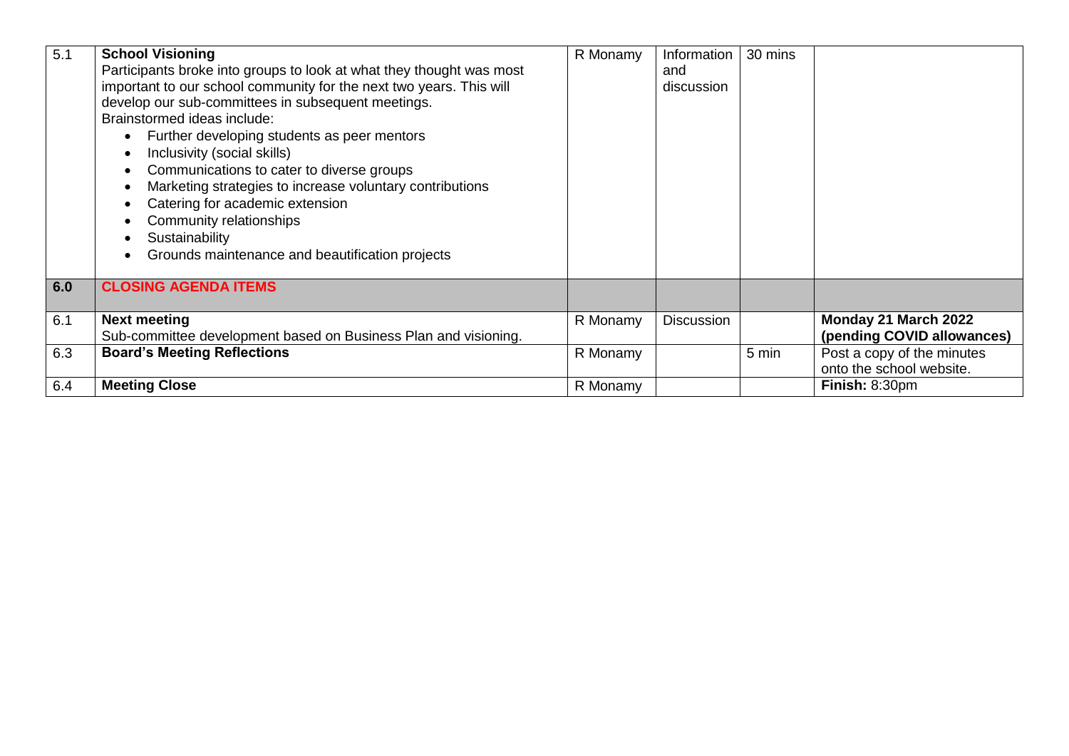| | | | | | |
|---|---|---|---|---|---|
| 5.1 | **School Visioning**<br>Participants broke into groups to look at what they thought was most important to our school community for the next two years. This will develop our sub-committees in subsequent meetings.<br>Brainstormed ideas include:<br>• Further developing students as peer mentors<br>• Inclusivity (social skills)<br>• Communications to cater to diverse groups<br>• Marketing strategies to increase voluntary contributions<br>• Catering for academic extension<br>• Community relationships<br>• Sustainability<br>• Grounds maintenance and beautification projects | R Monamy | Information and discussion | 30 mins | |
| **6.0** | **CLOSING AGENDA ITEMS** | | | | |
| 6.1 | **Next meeting**<br>Sub-committee development based on Business Plan and visioning. | R Monamy | Discussion | | **Monday 21 March 2022 (pending COVID allowances)** |
| 6.3 | **Board's Meeting Reflections** | R Monamy | | 5 min | Post a copy of the minutes onto the school website. |
| 6.4 | **Meeting Close** | R Monamy | | | **Finish:** 8:30pm |